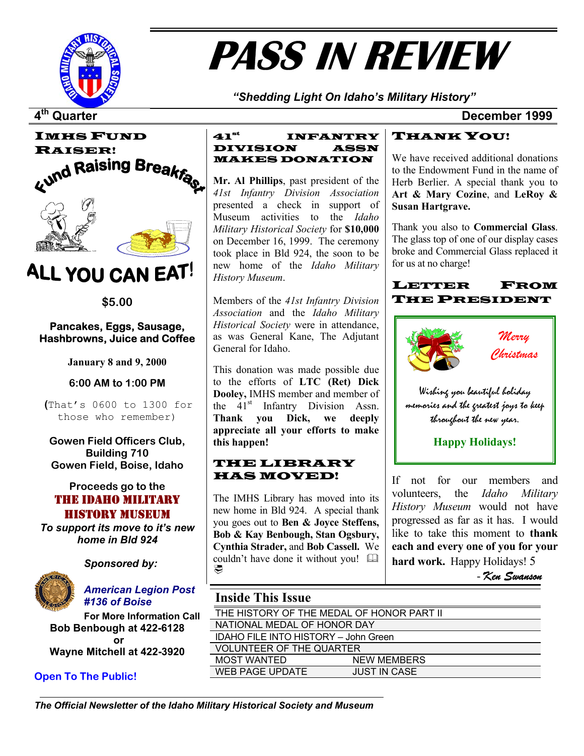# PASS IN REVIEW

*"Shedding Light On Idaho's Military History"*

**4th Quarter** **December 1999**

## IMHS Fund Raiser!

Fund Raising Breakfast

**ALL YOU CAN EAT!**

**$5.00**

**Pancakes, Eggs, Sausage, Hashbrowns, Juice and Coffee**

**January 8 and 9, 2000**

**6:00 AM to 1:00 PM**

(That's 0600 to 1300 for those who remember)

**Gowen Field Officers Club, Building 710**
**Gowen Field, Boise, Idaho**

**Proceeds go to the**
**THE IDAHO MILITARY HISTORY MUSEUM**
***To support its move to it's new home in Bld 924***

***Sponsored by:***

***American Legion Post #136 of Boise***

**For More Information Call**
**Bob Benbough at 422-6128**
**or**
**Wayne Mitchell at 422-3920**

**Open To The Public!**

## 41st Infantry Division Assn Makes Donation

**Mr. Al Phillips**, past president of the *41st Infantry Division Association* presented a check in support of Museum activities to the *Idaho Military Historical Society* for **$10,000** on December 16, 1999. The ceremony took place in Bld 924, the soon to be new home of the *Idaho Military History Museum*.

Members of the *41st Infantry Division Association* and the *Idaho Military Historical Society* were in attendance, as was General Kane, The Adjutant General for Idaho.

This donation was made possible due to the efforts of **LTC (Ret) Dick Dooley,** IMHS member and member of the 41st Infantry Division Assn. **Thank you Dick, we deeply appreciate all your efforts to make this happen!**

## The Library Has Moved!

The IMHS Library has moved into its new home in Bld 924. A special thank you goes out to **Ben & Joyce Steffens, Bob & Kay Benbough, Stan Ogsbury, Cynthia Strader,** and **Bob Cassell.** We couldn't have done it without you!

## Thank You!

We have received additional donations to the Endowment Fund in the name of Herb Berlier. A special thank you to **Art & Mary Cozine**, and **LeRoy & Susan Hartgrave.**

Thank you also to **Commercial Glass**. The glass top of one of our display cases broke and Commercial Glass replaced it for us at no charge!

## Letter From The President

*Merry Christmas*

*Wishing you beautiful holiday memories and the greatest joys to keep throughout the new year.*

**Happy Holidays!**

If not for our members and volunteers, the *Idaho Military History Museum* would not have progressed as far as it has. I would like to take this moment to **thank each and every one of you for your hard work.** Happy Holidays!

*- Ken Swanson*

## Inside This Issue

| | |
|---|---|
| THE HISTORY OF THE MEDAL OF HONOR PART II | |
| NATIONAL MEDAL OF HONOR DAY | |
| IDAHO FILE INTO HISTORY – John Green | |
| VOLUNTEER OF THE QUARTER | |
| MOST WANTED | NEW MEMBERS |
| WEB PAGE UPDATE | JUST IN CASE |

*The Official Newsletter of the Idaho Military Historical Society and Museum*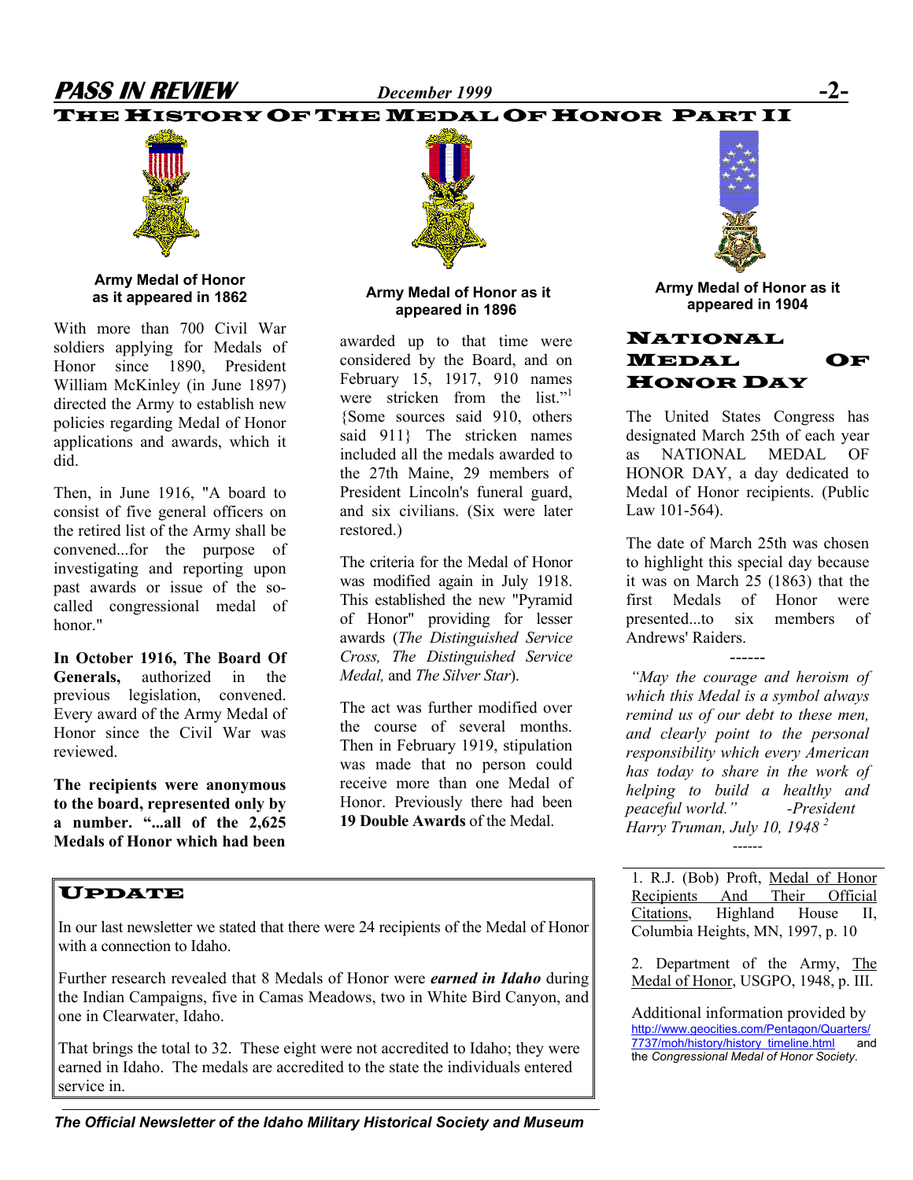# THE HISTORY OF THE MEDAL OF HONOR PART II

**Army Medal of Honor as it appeared in 1862**

**Army Medal of Honor as it appeared in 1896**

**Army Medal of Honor as it appeared in 1904**

With more than 700 Civil War soldiers applying for Medals of Honor since 1890, President William McKinley (in June 1897) directed the Army to establish new policies regarding Medal of Honor applications and awards, which it did.

Then, in June 1916, "A board to consist of five general officers on the retired list of the Army shall be convened...for the purpose of investigating and reporting upon past awards or issue of the so-called congressional medal of honor."

**In October 1916, The Board Of Generals,** authorized in the previous legislation, convened. Every award of the Army Medal of Honor since the Civil War was reviewed.

**The recipients were anonymous to the board, represented only by a number. "...all of the 2,625 Medals of Honor which had been** awarded up to that time were considered by the Board, and on February 15, 1917, 910 names were stricken from the list."[1] {Some sources said 910, others said 911} The stricken names included all the medals awarded to the 27th Maine, 29 members of President Lincoln's funeral guard, and six civilians. (Six were later restored.)

The criteria for the Medal of Honor was modified again in July 1918. This established the new "Pyramid of Honor" providing for lesser awards (*The Distinguished Service Cross, The Distinguished Service Medal,* and *The Silver Star*).

The act was further modified over the course of several months. Then in February 1919, stipulation was made that no person could receive more than one Medal of Honor. Previously there had been **19 Double Awards** of the Medal.

## NATIONAL MEDAL OF HONOR DAY

The United States Congress has designated March 25th of each year as NATIONAL MEDAL OF HONOR DAY, a day dedicated to Medal of Honor recipients. (Public Law 101-564).

The date of March 25th was chosen to highlight this special day because it was on March 25 (1863) that the first Medals of Honor were presented...to six members of Andrews' Raiders.

------

*"May the courage and heroism of which this Medal is a symbol always remind us of our debt to these men, and clearly point to the personal responsibility which every American has today to share in the work of helping to build a healthy and peaceful world." -President Harry Truman, July 10, 1948* [2]

------

1. R.J. (Bob) Proft, Medal of Honor Recipients And Their Official Citations, Highland House II, Columbia Heights, MN, 1997, p. 10

2. Department of the Army, The Medal of Honor, USGPO, 1948, p. III.

Additional information provided by http://www.geocities.com/Pentagon/Quarters/7737/moh/history/history_timeline.html and the *Congressional Medal of Honor Society.*

## UPDATE

In our last newsletter we stated that there were 24 recipients of the Medal of Honor with a connection to Idaho.

Further research revealed that 8 Medals of Honor were ***earned in Idaho*** during the Indian Campaigns, five in Camas Meadows, two in White Bird Canyon, and one in Clearwater, Idaho.

That brings the total to 32. These eight were not accredited to Idaho; they were earned in Idaho. The medals are accredited to the state the individuals entered service in.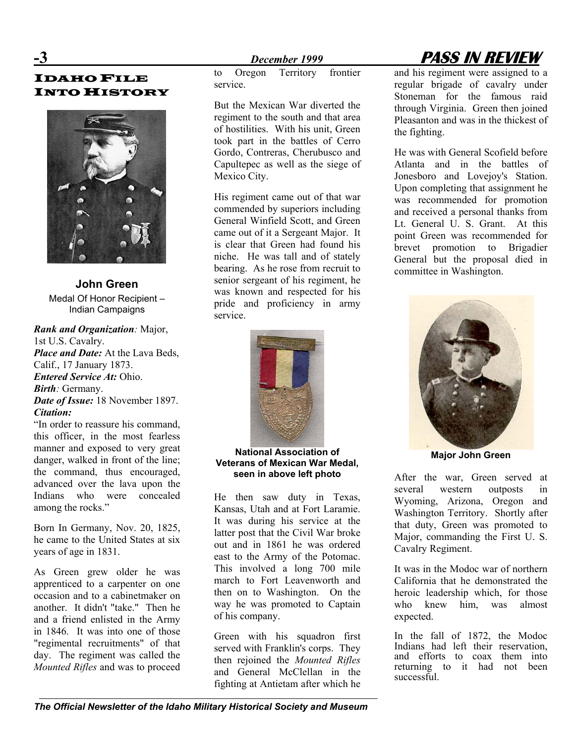# Idaho File Into History

**John Green**

Medal Of Honor Recipient – Indian Campaigns

***Rank and Organization**:* Major, 1st U.S. Cavalry.
***Place and Date:*** At the Lava Beds, Calif., 17 January 1873.
***Entered Service At:*** Ohio.
***Birth**:* Germany.
***Date of Issue:*** 18 November 1897.
***Citation:***

"In order to reassure his command, this officer, in the most fearless manner and exposed to very great danger, walked in front of the line; the command, thus encouraged, advanced over the lava upon the Indians who were concealed among the rocks."

Born In Germany, Nov. 20, 1825, he came to the United States at six years of age in 1831.

As Green grew older he was apprenticed to a carpenter on one occasion and to a cabinetmaker on another. It didn't "take." Then he and a friend enlisted in the Army in 1846. It was into one of those "regimental recruitments" of that day. The regiment was called the *Mounted Rifles* and was to proceed to Oregon Territory frontier service.

But the Mexican War diverted the regiment to the south and that area of hostilities. With his unit, Green took part in the battles of Cerro Gordo, Contreras, Cherubusco and Capultepec as well as the siege of Mexico City.

His regiment came out of that war commended by superiors including General Winfield Scott, and Green came out of it a Sergeant Major. It is clear that Green had found his niche. He was tall and of stately bearing. As he rose from recruit to senior sergeant of his regiment, he was known and respected for his pride and proficiency in army service.

**National Association of Veterans of Mexican War Medal, seen in above left photo**

He then saw duty in Texas, Kansas, Utah and at Fort Laramie. It was during his service at the latter post that the Civil War broke out and in 1861 he was ordered east to the Army of the Potomac. This involved a long 700 mile march to Fort Leavenworth and then on to Washington. On the way he was promoted to Captain of his company.

Green with his squadron first served with Franklin's corps. They then rejoined the *Mounted Rifles* and General McClellan in the fighting at Antietam after which he and his regiment were assigned to a regular brigade of cavalry under Stoneman for the famous raid through Virginia. Green then joined Pleasanton and was in the thickest of the fighting.

He was with General Scofield before Atlanta and in the battles of Jonesboro and Lovejoy's Station. Upon completing that assignment he was recommended for promotion and received a personal thanks from Lt. General U. S. Grant. At this point Green was recommended for brevet promotion to Brigadier General but the proposal died in committee in Washington.

**Major John Green**

After the war, Green served at several western outposts in Wyoming, Arizona, Oregon and Washington Territory. Shortly after that duty, Green was promoted to Major, commanding the First U. S. Cavalry Regiment.

It was in the Modoc war of northern California that he demonstrated the heroic leadership which, for those who knew him, was almost expected.

In the fall of 1872, the Modoc Indians had left their reservation, and efforts to coax them into returning to it had not been successful.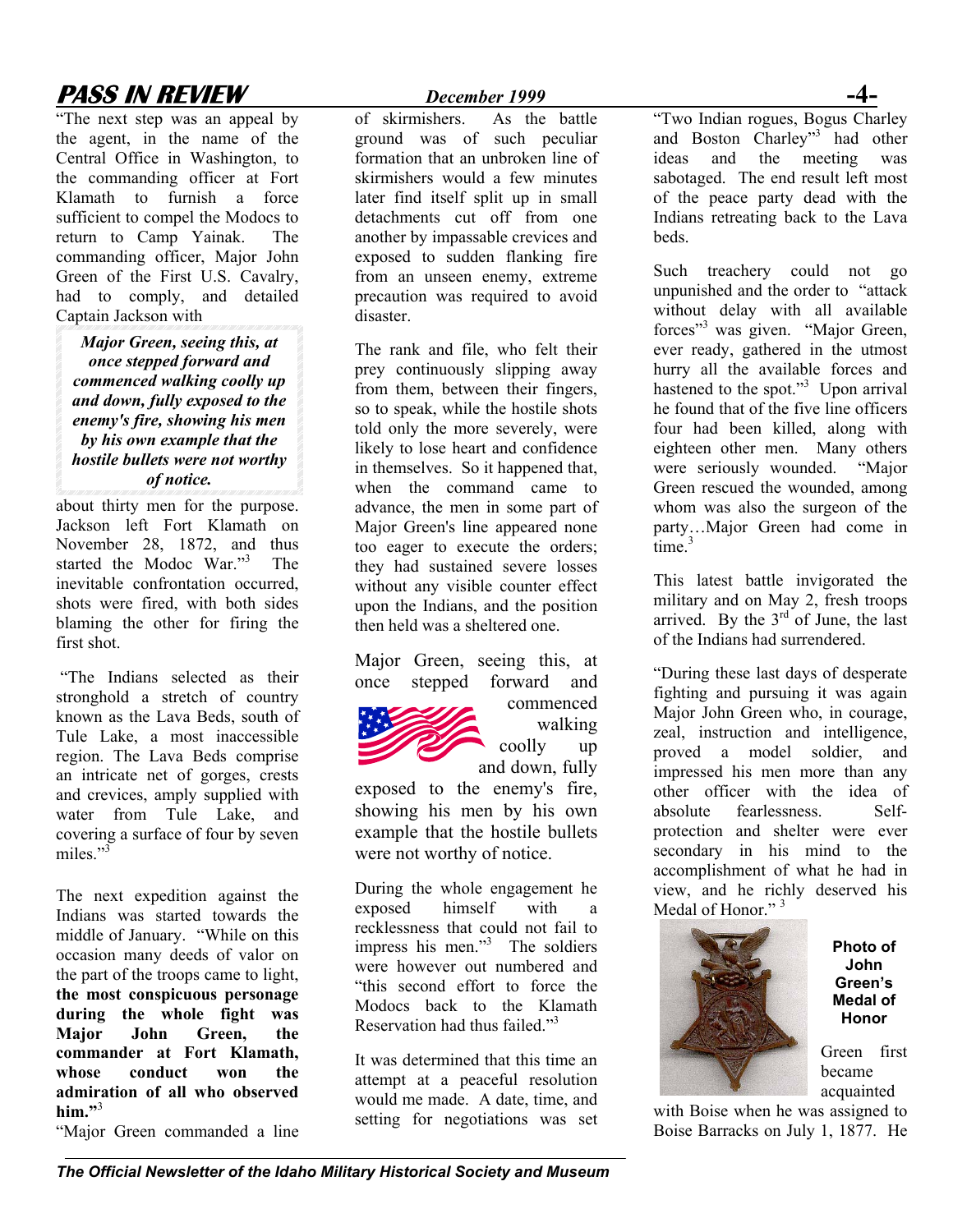"The next step was an appeal by the agent, in the name of the Central Office in Washington, to the commanding officer at Fort Klamath to furnish a force sufficient to compel the Modocs to return to Camp Yainak. The commanding officer, Major John Green of the First U.S. Cavalry, had to comply, and detailed Captain Jackson with about thirty men for the purpose. Jackson left Fort Klamath on November 28, 1872, and thus started the Modoc War."[3] The inevitable confrontation occurred, shots were fired, with both sides blaming the other for firing the first shot.

> ***Major Green, seeing this, at once stepped forward and commenced walking coolly up and down, fully exposed to the enemy's fire, showing his men by his own example that the hostile bullets were not worthy of notice.***

"The Indians selected as their stronghold a stretch of country known as the Lava Beds, south of Tule Lake, a most inaccessible region. The Lava Beds comprise an intricate net of gorges, crests and crevices, amply supplied with water from Tule Lake, and covering a surface of four by seven miles."[3]

The next expedition against the Indians was started towards the middle of January. "While on this occasion many deeds of valor on the part of the troops came to light, **the most conspicuous personage during the whole fight was Major John Green, the commander at Fort Klamath, whose conduct won the admiration of all who observed him.**"[3]

"Major Green commanded a line of skirmishers. As the battle ground was of such peculiar formation that an unbroken line of skirmishers would a few minutes later find itself split up in small detachments cut off from one another by impassable crevices and exposed to sudden flanking fire from an unseen enemy, extreme precaution was required to avoid disaster.

The rank and file, who felt their prey continuously slipping away from them, between their fingers, so to speak, while the hostile shots told only the more severely, were likely to lose heart and confidence in themselves. So it happened that, when the command came to advance, the men in some part of Major Green's line appeared none too eager to execute the orders; they had sustained severe losses without any visible counter effect upon the Indians, and the position then held was a sheltered one.

Major Green, seeing this, at once stepped forward and commenced walking coolly up and down, fully exposed to the enemy's fire, showing his men by his own example that the hostile bullets were not worthy of notice.

During the whole engagement he exposed himself with a recklessness that could not fail to impress his men."[3] The soldiers were however out numbered and "this second effort to force the Modocs back to the Klamath Reservation had thus failed."[3]

It was determined that this time an attempt at a peaceful resolution would me made. A date, time, and setting for negotiations was set "Two Indian rogues, Bogus Charley and Boston Charley"[3] had other ideas and the meeting was sabotaged. The end result left most of the peace party dead with the Indians retreating back to the Lava beds.

Such treachery could not go unpunished and the order to "attack without delay with all available forces"[3] was given. "Major Green, ever ready, gathered in the utmost hurry all the available forces and hastened to the spot."[3] Upon arrival he found that of the five line officers four had been killed, along with eighteen other men. Many others were seriously wounded. "Major Green rescued the wounded, among whom was also the surgeon of the party…Major Green had come in time.[3]

This latest battle invigorated the military and on May 2, fresh troops arrived. By the 3rd of June, the last of the Indians had surrendered.

"During these last days of desperate fighting and pursuing it was again Major John Green who, in courage, zeal, instruction and intelligence, proved a model soldier, and impressed his men more than any other officer with the idea of absolute fearlessness. Self-protection and shelter were ever secondary in his mind to the accomplishment of what he had in view, and he richly deserved his Medal of Honor." [3]

**Photo of John Green's Medal of Honor**

Green first became acquainted with Boise when he was assigned to Boise Barracks on July 1, 1877. He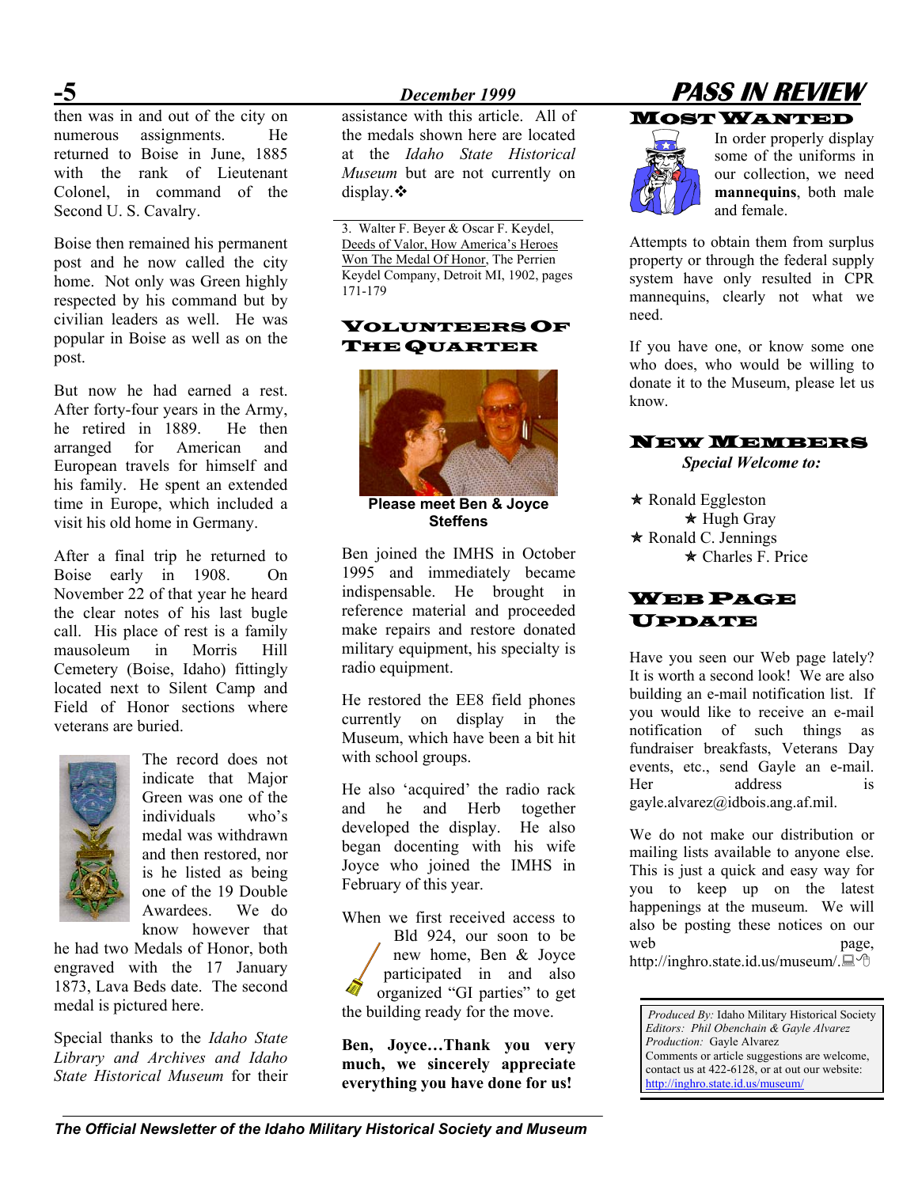then was in and out of the city on numerous assignments. He returned to Boise in June, 1885 with the rank of Lieutenant Colonel, in command of the Second U. S. Cavalry.

Boise then remained his permanent post and he now called the city home. Not only was Green highly respected by his command but by civilian leaders as well. He was popular in Boise as well as on the post.

But now he had earned a rest. After forty-four years in the Army, he retired in 1889. He then arranged for American and European travels for himself and his family. He spent an extended time in Europe, which included a visit his old home in Germany.

After a final trip he returned to Boise early in 1908. On November 22 of that year he heard the clear notes of his last bugle call. His place of rest is a family mausoleum in Morris Hill Cemetery (Boise, Idaho) fittingly located next to Silent Camp and Field of Honor sections where veterans are buried.

The record does not indicate that Major Green was one of the individuals who's medal was withdrawn and then restored, nor is he listed as being one of the 19 Double Awardees. We do know however that he had two Medals of Honor, both engraved with the 17 January 1873, Lava Beds date. The second medal is pictured here.

Special thanks to the *Idaho State Library and Archives and Idaho State Historical Museum* for their assistance with this article. All of the medals shown here are located at the *Idaho State Historical Museum* but are not currently on display.❖

3. Walter F. Beyer & Oscar F. Keydel, Deeds of Valor, How America's Heroes Won The Medal Of Honor, The Perrien Keydel Company, Detroit MI, 1902, pages 171-179

## Volunteers Of The Quarter

**Please meet Ben & Joyce Steffens**

Ben joined the IMHS in October 1995 and immediately became indispensable. He brought in reference material and proceeded make repairs and restore donated military equipment, his specialty is radio equipment.

He restored the EE8 field phones currently on display in the Museum, which have been a bit hit with school groups.

He also 'acquired' the radio rack and he and Herb together developed the display. He also began docenting with his wife Joyce who joined the IMHS in February of this year.

When we first received access to Bld 924, our soon to be new home, Ben & Joyce participated in and also organized "GI parties" to get the building ready for the move.

**Ben, Joyce…Thank you very much, we sincerely appreciate everything you have done for us!**

## Most Wanted

In order properly display some of the uniforms in our collection, we need **mannequins**, both male and female.

Attempts to obtain them from surplus property or through the federal supply system have only resulted in CPR mannequins, clearly not what we need.

If you have one, or know some one who does, who would be willing to donate it to the Museum, please let us know.

## New Members

***Special Welcome to:***

- ★ Ronald Eggleston
- ★ Hugh Gray
- ★ Ronald C. Jennings
- ★ Charles F. Price

## Web Page Update

Have you seen our Web page lately? It is worth a second look! We are also building an e-mail notification list. If you would like to receive an e-mail notification of such things as fundraiser breakfasts, Veterans Day events, etc., send Gayle an e-mail. Her address is gayle.alvarez@idbois.ang.af.mil.

We do not make our distribution or mailing lists available to anyone else. This is just a quick and easy way for you to keep up on the latest happenings at the museum. We will also be posting these notices on our web page, http://inghro.state.id.us/museum/.

*Produced By:* Idaho Military Historical Society
*Editors: Phil Obenchain & Gayle Alvarez*
*Production:* Gayle Alvarez
Comments or article suggestions are welcome, contact us at 422-6128, or at out our website: http://inghro.state.id.us/museum/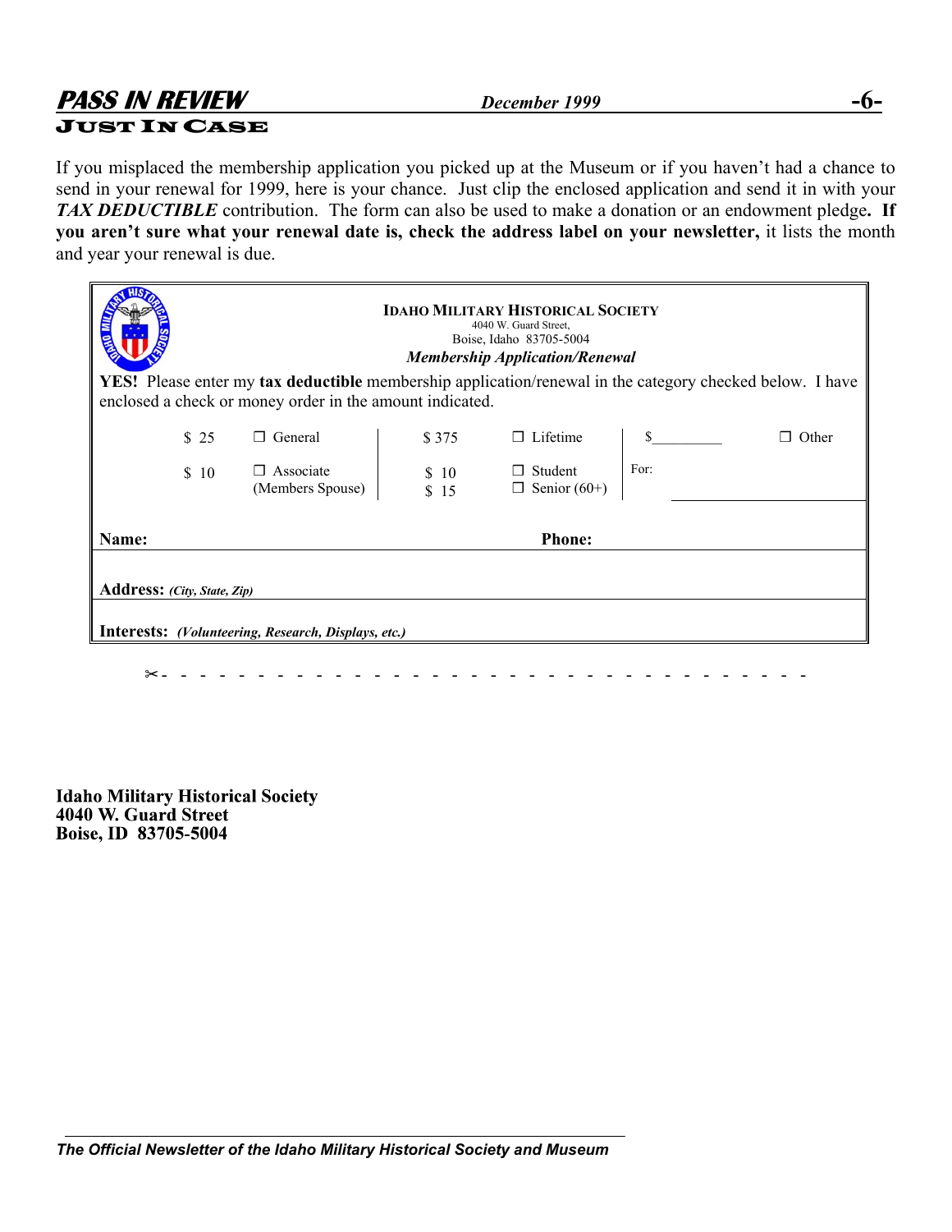## JUST IN CASE

If you misplaced the membership application you picked up at the Museum or if you haven't had a chance to send in your renewal for 1999, here is your chance. Just clip the enclosed application and send it in with your ***TAX DEDUCTIBLE*** contribution. The form can also be used to make a donation or an endowment pledge**. If you aren't sure what your renewal date is, check the address label on your newsletter,** it lists the month and year your renewal is due.

**IDAHO MILITARY HISTORICAL SOCIETY**
4040 W. Guard Street,
Boise, Idaho 83705-5004
***Membership Application/Renewal***

**YES!** Please enter my **tax deductible** membership application/renewal in the category checked below. I have enclosed a check or money order in the amount indicated.

| | | | | | |
|---|---|---|---|---|---|
| $ 25 | ☐ General | $ 375 | ☐ Lifetime | $_________ | ☐ Other |
| $ 10 | ☐ Associate (Members Spouse) | $ 10<br>$ 15 | ☐ Student<br>☐ Senior (60+) | For: | |

**Name:** **Phone:**

**Address:** ***(City, State, Zip)***

**Interests:** ***(Volunteering, Research, Displays, etc.)***

✂- - - - - - - - - - - - - - - - - - - - - - - - - - - - - - - - - - - -

**Idaho Military Historical Society**
**4040 W. Guard Street**
**Boise, ID 83705-5004**